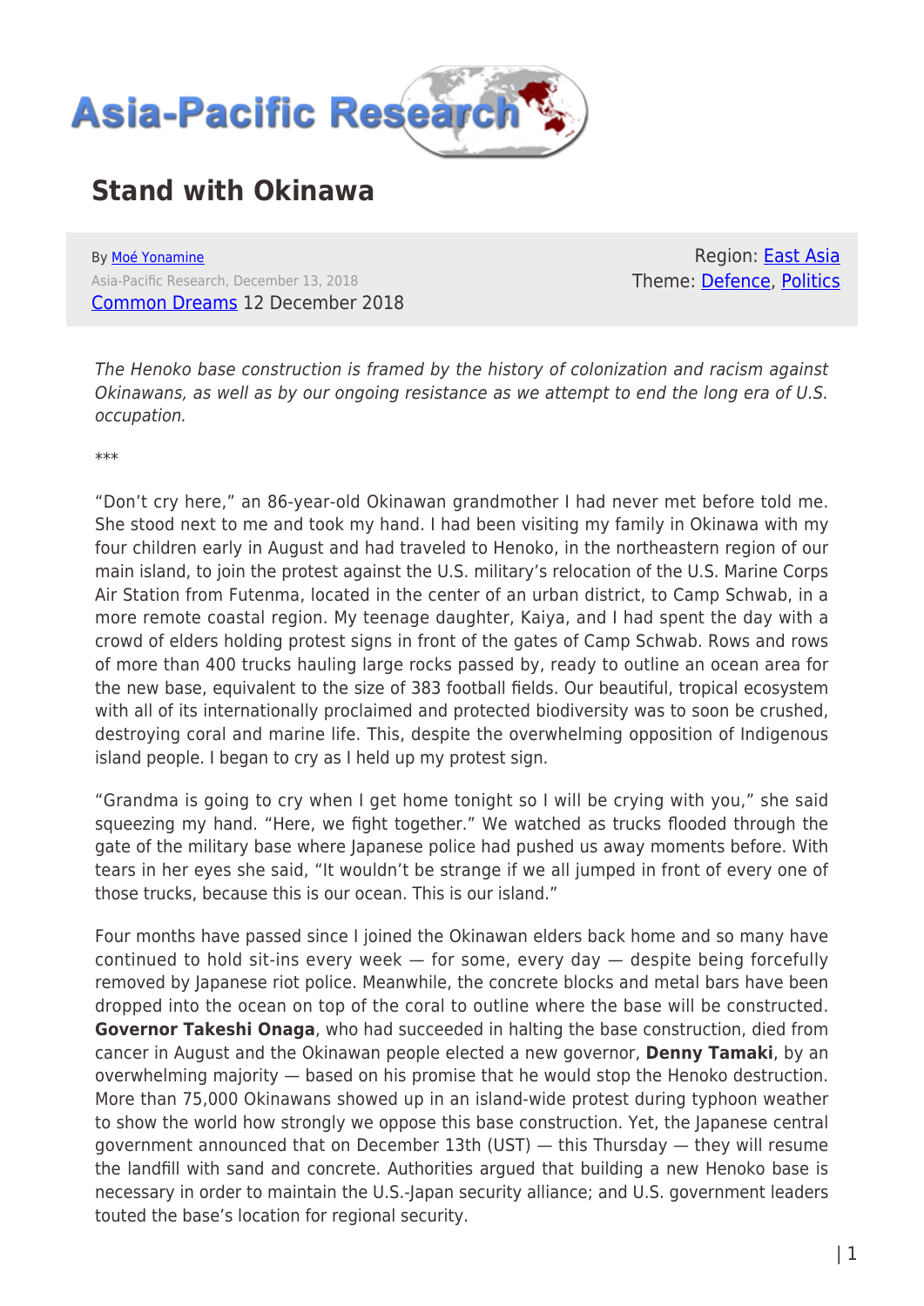# Stand with Okinawa

By Moé Yonamine

Asia-Pacific Research, December 13, 2018

Common Dreams 12 December 2018

Region: East Asia

Theme: Defence, Politics

*The Henoko base construction is framed by the history of colonization and racism against Okinawans, as well as by our ongoing resistance as we attempt to end the long era of U.S. occupation.*

***

"Don't cry here," an 86-year-old Okinawan grandmother I had never met before told me. She stood next to me and took my hand. I had been visiting my family in Okinawa with my four children early in August and had traveled to Henoko, in the northeastern region of our main island, to join the protest against the U.S. military's relocation of the U.S. Marine Corps Air Station from Futenma, located in the center of an urban district, to Camp Schwab, in a more remote coastal region. My teenage daughter, Kaiya, and I had spent the day with a crowd of elders holding protest signs in front of the gates of Camp Schwab. Rows and rows of more than 400 trucks hauling large rocks passed by, ready to outline an ocean area for the new base, equivalent to the size of 383 football fields. Our beautiful, tropical ecosystem with all of its internationally proclaimed and protected biodiversity was to soon be crushed, destroying coral and marine life. This, despite the overwhelming opposition of Indigenous island people. I began to cry as I held up my protest sign.

"Grandma is going to cry when I get home tonight so I will be crying with you," she said squeezing my hand. "Here, we fight together." We watched as trucks flooded through the gate of the military base where Japanese police had pushed us away moments before. With tears in her eyes she said, "It wouldn't be strange if we all jumped in front of every one of those trucks, because this is our ocean. This is our island."

Four months have passed since I joined the Okinawan elders back home and so many have continued to hold sit-ins every week — for some, every day — despite being forcefully removed by Japanese riot police. Meanwhile, the concrete blocks and metal bars have been dropped into the ocean on top of the coral to outline where the base will be constructed. **Governor Takeshi Onaga**, who had succeeded in halting the base construction, died from cancer in August and the Okinawan people elected a new governor, **Denny Tamaki**, by an overwhelming majority — based on his promise that he would stop the Henoko destruction. More than 75,000 Okinawans showed up in an island-wide protest during typhoon weather to show the world how strongly we oppose this base construction. Yet, the Japanese central government announced that on December 13th (UST) — this Thursday — they will resume the landfill with sand and concrete. Authorities argued that building a new Henoko base is necessary in order to maintain the U.S.-Japan security alliance; and U.S. government leaders touted the base's location for regional security.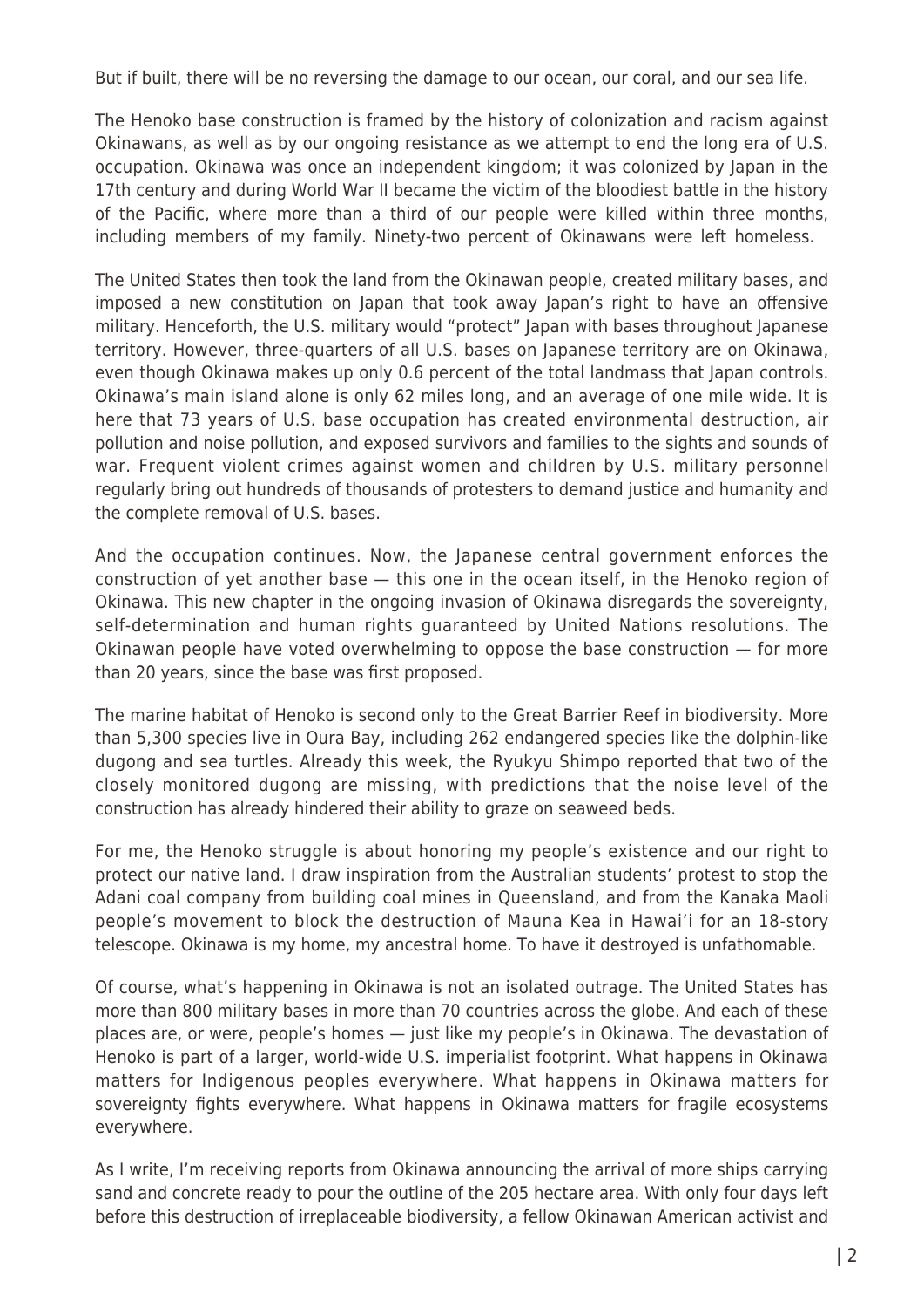But if built, there will be no reversing the damage to our ocean, our coral, and our sea life.

The Henoko base construction is framed by the history of colonization and racism against Okinawans, as well as by our ongoing resistance as we attempt to end the long era of U.S. occupation. Okinawa was once an independent kingdom; it was colonized by Japan in the 17th century and during World War II became the victim of the bloodiest battle in the history of the Pacific, where more than a third of our people were killed within three months, including members of my family. Ninety-two percent of Okinawans were left homeless.

The United States then took the land from the Okinawan people, created military bases, and imposed a new constitution on Japan that took away Japan's right to have an offensive military. Henceforth, the U.S. military would "protect" Japan with bases throughout Japanese territory. However, three-quarters of all U.S. bases on Japanese territory are on Okinawa, even though Okinawa makes up only 0.6 percent of the total landmass that Japan controls. Okinawa's main island alone is only 62 miles long, and an average of one mile wide. It is here that 73 years of U.S. base occupation has created environmental destruction, air pollution and noise pollution, and exposed survivors and families to the sights and sounds of war. Frequent violent crimes against women and children by U.S. military personnel regularly bring out hundreds of thousands of protesters to demand justice and humanity and the complete removal of U.S. bases.

And the occupation continues. Now, the Japanese central government enforces the construction of yet another base — this one in the ocean itself, in the Henoko region of Okinawa. This new chapter in the ongoing invasion of Okinawa disregards the sovereignty, self-determination and human rights guaranteed by United Nations resolutions. The Okinawan people have voted overwhelming to oppose the base construction — for more than 20 years, since the base was first proposed.

The marine habitat of Henoko is second only to the Great Barrier Reef in biodiversity. More than 5,300 species live in Oura Bay, including 262 endangered species like the dolphin-like dugong and sea turtles. Already this week, the Ryukyu Shimpo reported that two of the closely monitored dugong are missing, with predictions that the noise level of the construction has already hindered their ability to graze on seaweed beds.

For me, the Henoko struggle is about honoring my people's existence and our right to protect our native land. I draw inspiration from the Australian students' protest to stop the Adani coal company from building coal mines in Queensland, and from the Kanaka Maoli people's movement to block the destruction of Mauna Kea in Hawai'i for an 18-story telescope. Okinawa is my home, my ancestral home. To have it destroyed is unfathomable.

Of course, what's happening in Okinawa is not an isolated outrage. The United States has more than 800 military bases in more than 70 countries across the globe. And each of these places are, or were, people's homes — just like my people's in Okinawa. The devastation of Henoko is part of a larger, world-wide U.S. imperialist footprint. What happens in Okinawa matters for Indigenous peoples everywhere. What happens in Okinawa matters for sovereignty fights everywhere. What happens in Okinawa matters for fragile ecosystems everywhere.

As I write, I'm receiving reports from Okinawa announcing the arrival of more ships carrying sand and concrete ready to pour the outline of the 205 hectare area. With only four days left before this destruction of irreplaceable biodiversity, a fellow Okinawan American activist and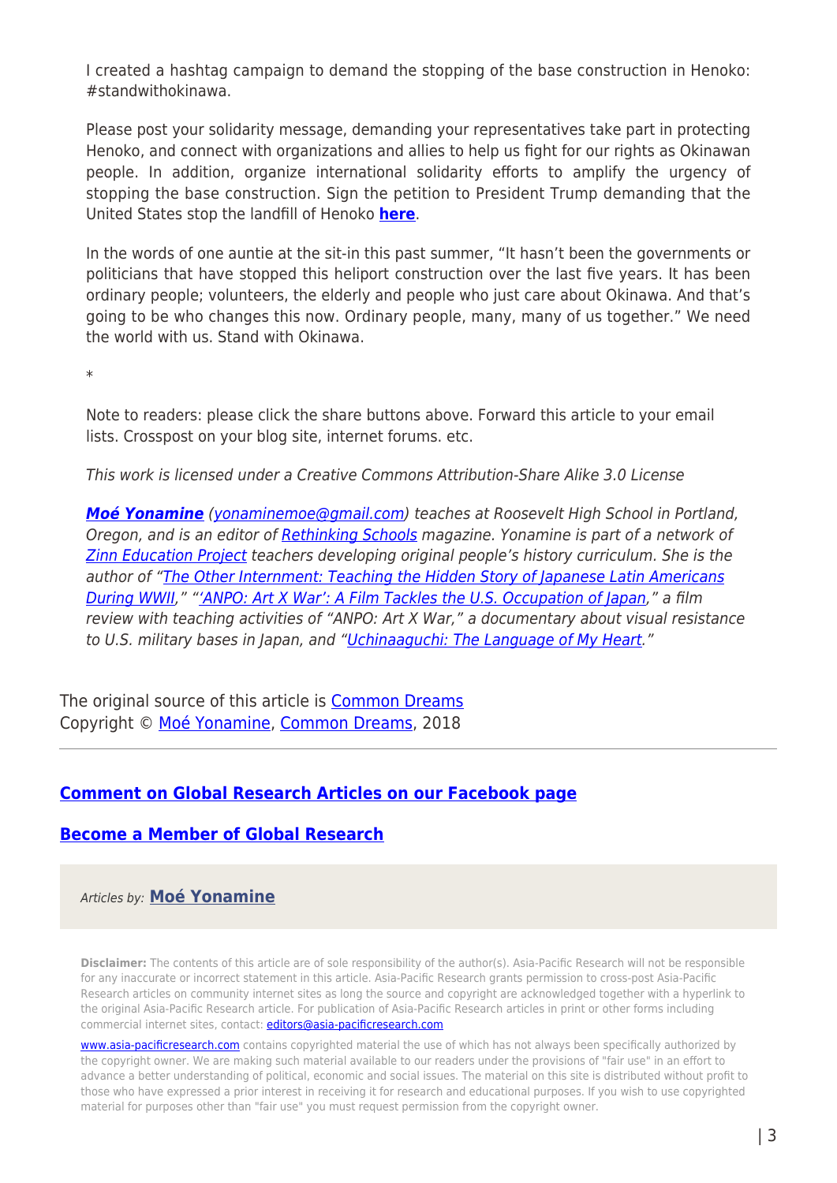I created a hashtag campaign to demand the stopping of the base construction in Henoko: #standwithokinawa.

Please post your solidarity message, demanding your representatives take part in protecting Henoko, and connect with organizations and allies to help us fight for our rights as Okinawan people. In addition, organize international solidarity efforts to amplify the urgency of stopping the base construction. Sign the petition to President Trump demanding that the United States stop the landfill of Henoko **here**.

In the words of one auntie at the sit-in this past summer, "It hasn't been the governments or politicians that have stopped this heliport construction over the last five years. It has been ordinary people; volunteers, the elderly and people who just care about Okinawa. And that's going to be who changes this now. Ordinary people, many, many of us together." We need the world with us. Stand with Okinawa.

*

Note to readers: please click the share buttons above. Forward this article to your email lists. Crosspost on your blog site, internet forums. etc.

*This work is licensed under a Creative Commons Attribution-Share Alike 3.0 License*

***Moé Yonamine*** *(yonaminemoe@gmail.com) teaches at Roosevelt High School in Portland, Oregon, and is an editor of Rethinking Schools magazine. Yonamine is part of a network of Zinn Education Project teachers developing original people's history curriculum. She is the author of "The Other Internment: Teaching the Hidden Story of Japanese Latin Americans During WWII," "'ANPO: Art X War': A Film Tackles the U.S. Occupation of Japan," a film review with teaching activities of "ANPO: Art X War," a documentary about visual resistance to U.S. military bases in Japan, and "Uchinaaguchi: The Language of My Heart."*

The original source of this article is Common Dreams
Copyright © Moé Yonamine, Common Dreams, 2018

---

**Comment on Global Research Articles on our Facebook page**

**Become a Member of Global Research**

*Articles by:* **Moé Yonamine**

**Disclaimer:** The contents of this article are of sole responsibility of the author(s). Asia-Pacific Research will not be responsible for any inaccurate or incorrect statement in this article. Asia-Pacific Research grants permission to cross-post Asia-Pacific Research articles on community internet sites as long the source and copyright are acknowledged together with a hyperlink to the original Asia-Pacific Research article. For publication of Asia-Pacific Research articles in print or other forms including commercial internet sites, contact: editors@asia-pacificresearch.com

www.asia-pacificresearch.com contains copyrighted material the use of which has not always been specifically authorized by the copyright owner. We are making such material available to our readers under the provisions of "fair use" in an effort to advance a better understanding of political, economic and social issues. The material on this site is distributed without profit to those who have expressed a prior interest in receiving it for research and educational purposes. If you wish to use copyrighted material for purposes other than "fair use" you must request permission from the copyright owner.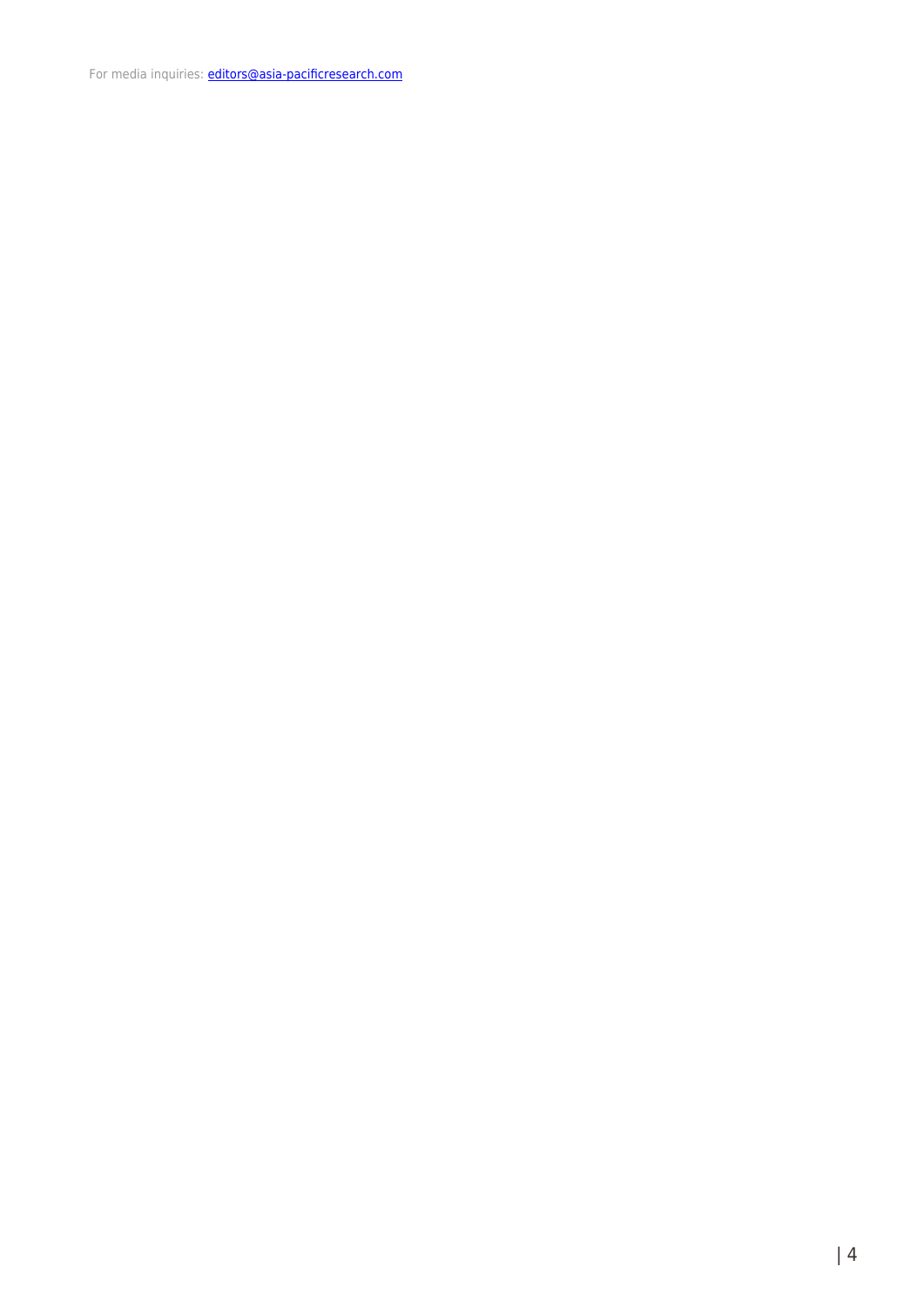For media inquiries: [editors@asia-pacificresearch.com](mailto:editors@asia-pacificresearch.com)